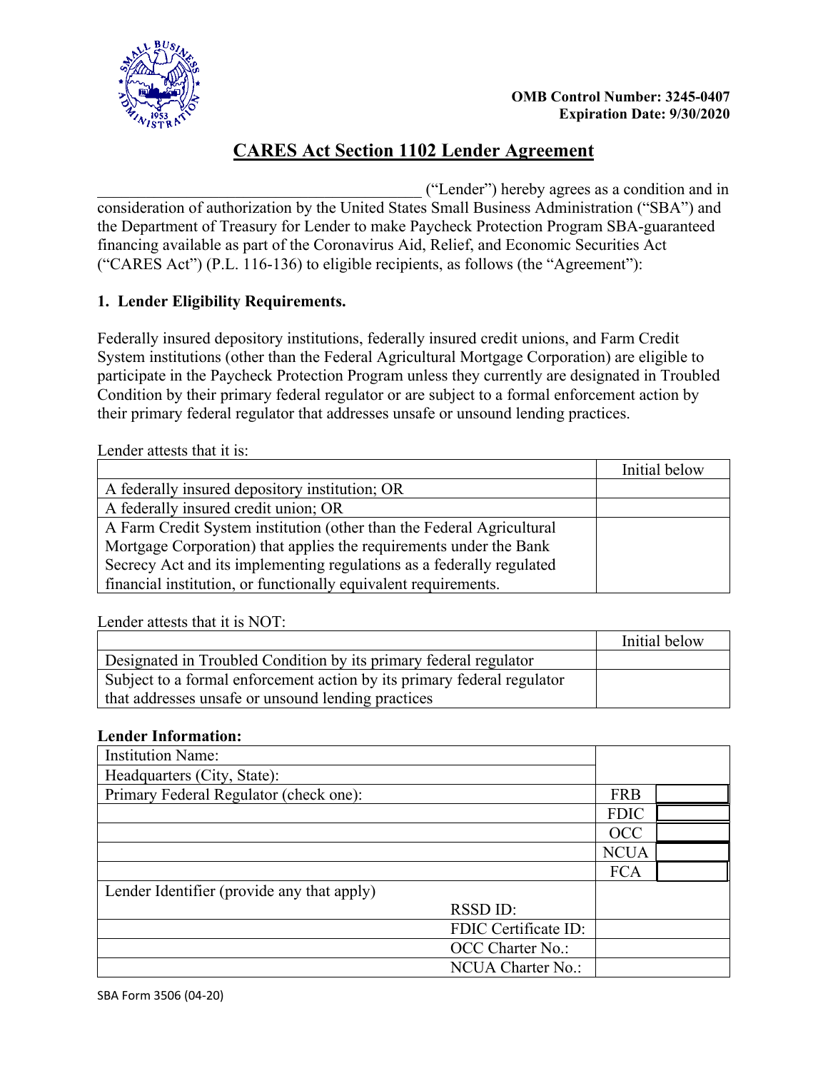OMB Control Number: 3245-0407
Expiration Date: 9/30/2020

# CARES Act Section 1102 Lender Agreement

\_\_\_\_\_\_\_\_\_\_\_\_\_\_\_\_\_\_\_\_\_\_\_\_\_\_\_\_\_\_\_\_\_\_\_\_\_\_\_\_ ("Lender") hereby agrees as a condition and in consideration of authorization by the United States Small Business Administration ("SBA") and the Department of Treasury for Lender to make Paycheck Protection Program SBA-guaranteed financing available as part of the Coronavirus Aid, Relief, and Economic Securities Act ("CARES Act") (P.L. 116-136) to eligible recipients, as follows (the "Agreement"):

**1. Lender Eligibility Requirements.**

Federally insured depository institutions, federally insured credit unions, and Farm Credit System institutions (other than the Federal Agricultural Mortgage Corporation) are eligible to participate in the Paycheck Protection Program unless they currently are designated in Troubled Condition by their primary federal regulator or are subject to a formal enforcement action by their primary federal regulator that addresses unsafe or unsound lending practices.

Lender attests that it is:

| | Initial below |
|---|---|
| A federally insured depository institution; OR | |
| A federally insured credit union; OR | |
| A Farm Credit System institution (other than the Federal Agricultural Mortgage Corporation) that applies the requirements under the Bank Secrecy Act and its implementing regulations as a federally regulated financial institution, or functionally equivalent requirements. | |

Lender attests that it is NOT:

| | Initial below |
|---|---|
| Designated in Troubled Condition by its primary federal regulator | |
| Subject to a formal enforcement action by its primary federal regulator that addresses unsafe or unsound lending practices | |

**Lender Information:**

| | | |
|---|---|---|
| Institution Name: | | |
| Headquarters (City, State): | | |
| Primary Federal Regulator (check one): | FRB | |
| | FDIC | |
| | OCC | |
| | NCUA | |
| | FCA | |
| Lender Identifier (provide any that apply) RSSD ID: | | |
| FDIC Certificate ID: | | |
| OCC Charter No.: | | |
| NCUA Charter No.: | | |

SBA Form 3506 (04-20)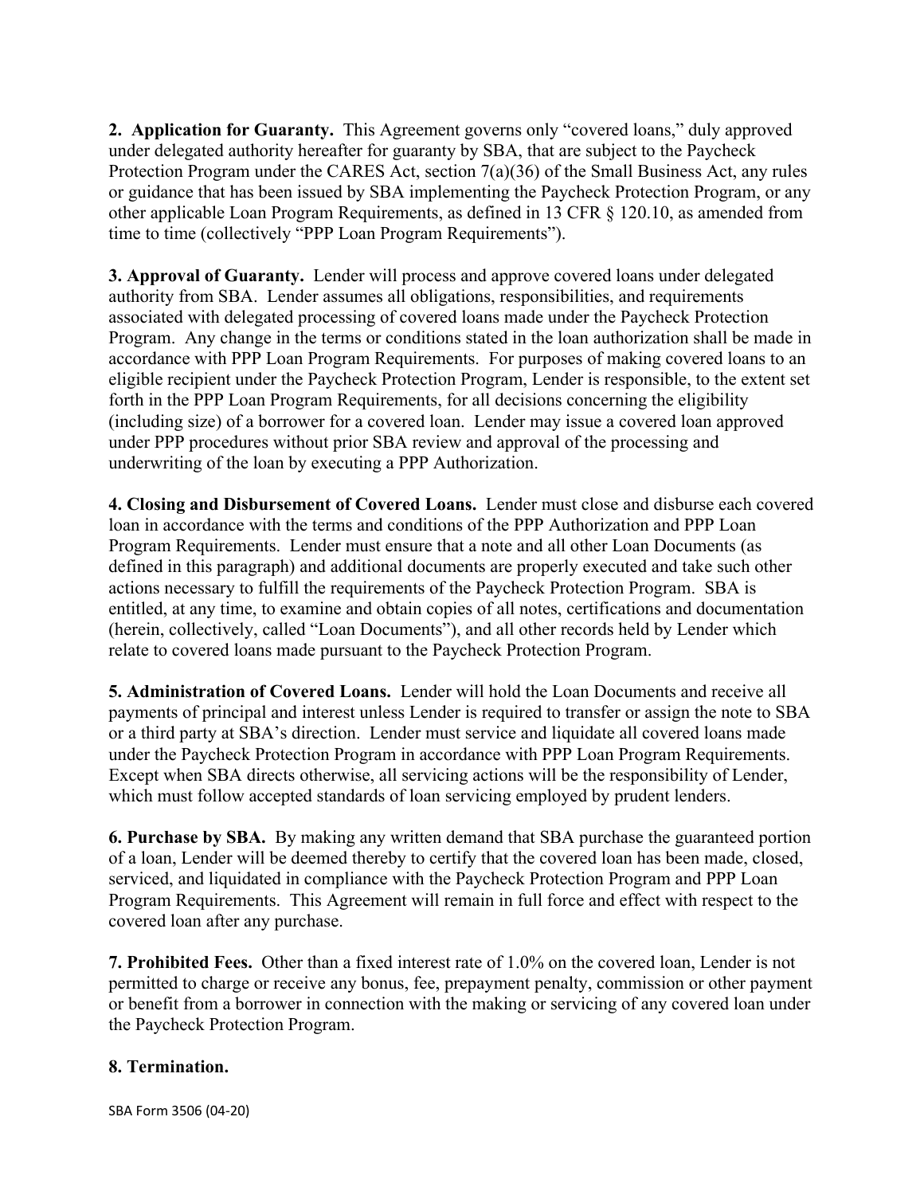**2. Application for Guaranty.** This Agreement governs only "covered loans," duly approved under delegated authority hereafter for guaranty by SBA, that are subject to the Paycheck Protection Program under the CARES Act, section 7(a)(36) of the Small Business Act, any rules or guidance that has been issued by SBA implementing the Paycheck Protection Program, or any other applicable Loan Program Requirements, as defined in 13 CFR § 120.10, as amended from time to time (collectively "PPP Loan Program Requirements").

**3. Approval of Guaranty.** Lender will process and approve covered loans under delegated authority from SBA. Lender assumes all obligations, responsibilities, and requirements associated with delegated processing of covered loans made under the Paycheck Protection Program. Any change in the terms or conditions stated in the loan authorization shall be made in accordance with PPP Loan Program Requirements. For purposes of making covered loans to an eligible recipient under the Paycheck Protection Program, Lender is responsible, to the extent set forth in the PPP Loan Program Requirements, for all decisions concerning the eligibility (including size) of a borrower for a covered loan. Lender may issue a covered loan approved under PPP procedures without prior SBA review and approval of the processing and underwriting of the loan by executing a PPP Authorization.

**4. Closing and Disbursement of Covered Loans.** Lender must close and disburse each covered loan in accordance with the terms and conditions of the PPP Authorization and PPP Loan Program Requirements. Lender must ensure that a note and all other Loan Documents (as defined in this paragraph) and additional documents are properly executed and take such other actions necessary to fulfill the requirements of the Paycheck Protection Program. SBA is entitled, at any time, to examine and obtain copies of all notes, certifications and documentation (herein, collectively, called "Loan Documents"), and all other records held by Lender which relate to covered loans made pursuant to the Paycheck Protection Program.

**5. Administration of Covered Loans.** Lender will hold the Loan Documents and receive all payments of principal and interest unless Lender is required to transfer or assign the note to SBA or a third party at SBA's direction. Lender must service and liquidate all covered loans made under the Paycheck Protection Program in accordance with PPP Loan Program Requirements. Except when SBA directs otherwise, all servicing actions will be the responsibility of Lender, which must follow accepted standards of loan servicing employed by prudent lenders.

**6. Purchase by SBA.** By making any written demand that SBA purchase the guaranteed portion of a loan, Lender will be deemed thereby to certify that the covered loan has been made, closed, serviced, and liquidated in compliance with the Paycheck Protection Program and PPP Loan Program Requirements. This Agreement will remain in full force and effect with respect to the covered loan after any purchase.

**7. Prohibited Fees.** Other than a fixed interest rate of 1.0% on the covered loan, Lender is not permitted to charge or receive any bonus, fee, prepayment penalty, commission or other payment or benefit from a borrower in connection with the making or servicing of any covered loan under the Paycheck Protection Program.

**8. Termination.**

SBA Form 3506 (04-20)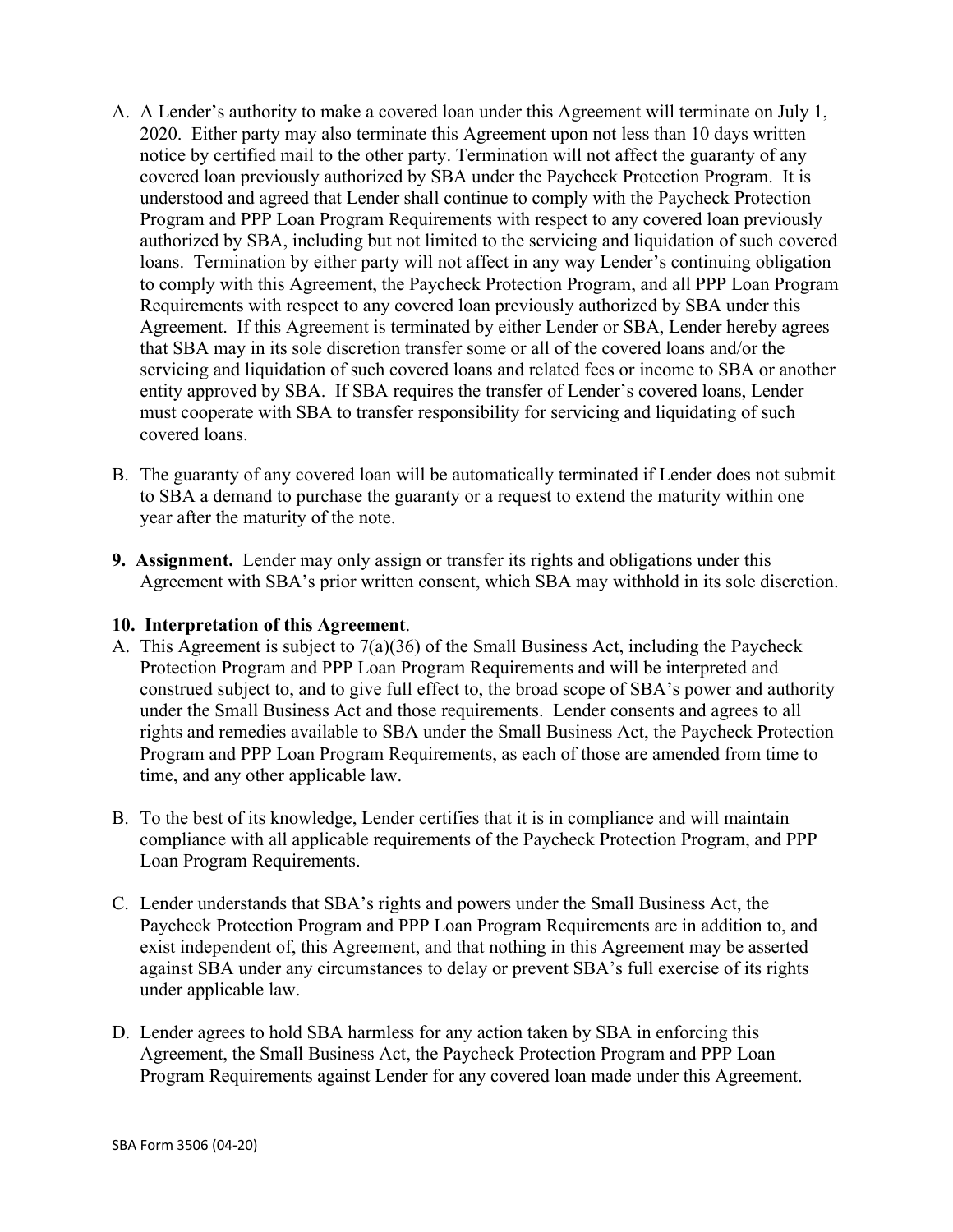A. A Lender's authority to make a covered loan under this Agreement will terminate on July 1, 2020. Either party may also terminate this Agreement upon not less than 10 days written notice by certified mail to the other party. Termination will not affect the guaranty of any covered loan previously authorized by SBA under the Paycheck Protection Program. It is understood and agreed that Lender shall continue to comply with the Paycheck Protection Program and PPP Loan Program Requirements with respect to any covered loan previously authorized by SBA, including but not limited to the servicing and liquidation of such covered loans. Termination by either party will not affect in any way Lender's continuing obligation to comply with this Agreement, the Paycheck Protection Program, and all PPP Loan Program Requirements with respect to any covered loan previously authorized by SBA under this Agreement. If this Agreement is terminated by either Lender or SBA, Lender hereby agrees that SBA may in its sole discretion transfer some or all of the covered loans and/or the servicing and liquidation of such covered loans and related fees or income to SBA or another entity approved by SBA. If SBA requires the transfer of Lender's covered loans, Lender must cooperate with SBA to transfer responsibility for servicing and liquidating of such covered loans.

B. The guaranty of any covered loan will be automatically terminated if Lender does not submit to SBA a demand to purchase the guaranty or a request to extend the maturity within one year after the maturity of the note.

**9. Assignment.** Lender may only assign or transfer its rights and obligations under this Agreement with SBA's prior written consent, which SBA may withhold in its sole discretion.

**10. Interpretation of this Agreement**.

A. This Agreement is subject to 7(a)(36) of the Small Business Act, including the Paycheck Protection Program and PPP Loan Program Requirements and will be interpreted and construed subject to, and to give full effect to, the broad scope of SBA's power and authority under the Small Business Act and those requirements. Lender consents and agrees to all rights and remedies available to SBA under the Small Business Act, the Paycheck Protection Program and PPP Loan Program Requirements, as each of those are amended from time to time, and any other applicable law.

B. To the best of its knowledge, Lender certifies that it is in compliance and will maintain compliance with all applicable requirements of the Paycheck Protection Program, and PPP Loan Program Requirements.

C. Lender understands that SBA's rights and powers under the Small Business Act, the Paycheck Protection Program and PPP Loan Program Requirements are in addition to, and exist independent of, this Agreement, and that nothing in this Agreement may be asserted against SBA under any circumstances to delay or prevent SBA's full exercise of its rights under applicable law.

D. Lender agrees to hold SBA harmless for any action taken by SBA in enforcing this Agreement, the Small Business Act, the Paycheck Protection Program and PPP Loan Program Requirements against Lender for any covered loan made under this Agreement.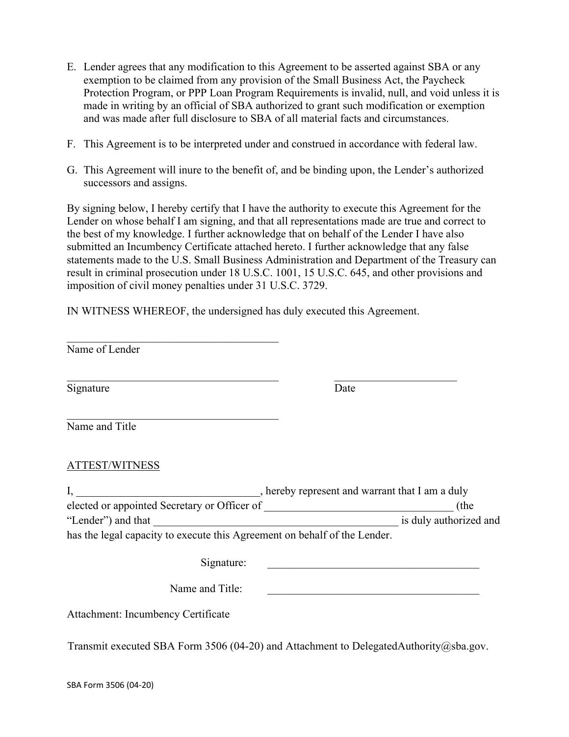E. Lender agrees that any modification to this Agreement to be asserted against SBA or any exemption to be claimed from any provision of the Small Business Act, the Paycheck Protection Program, or PPP Loan Program Requirements is invalid, null, and void unless it is made in writing by an official of SBA authorized to grant such modification or exemption and was made after full disclosure to SBA of all material facts and circumstances.

F. This Agreement is to be interpreted under and construed in accordance with federal law.

G. This Agreement will inure to the benefit of, and be binding upon, the Lender's authorized successors and assigns.

By signing below, I hereby certify that I have the authority to execute this Agreement for the Lender on whose behalf I am signing, and that all representations made are true and correct to the best of my knowledge. I further acknowledge that on behalf of the Lender I have also submitted an Incumbency Certificate attached hereto. I further acknowledge that any false statements made to the U.S. Small Business Administration and Department of the Treasury can result in criminal prosecution under 18 U.S.C. 1001, 15 U.S.C. 645, and other provisions and imposition of civil money penalties under 31 U.S.C. 3729.

IN WITNESS WHEREOF, the undersigned has duly executed this Agreement.

\_\_\_\_\_\_\_\_\_\_\_\_\_\_\_\_\_\_\_\_\_\_\_\_\_\_\_\_\_\_\_\_\_\_\_\_\_\_\_\_
Name of Lender

\_\_\_\_\_\_\_\_\_\_\_\_\_\_\_\_\_\_\_\_\_\_\_\_\_\_\_\_\_\_\_\_\_\_\_\_\_\_\_\_ \_\_\_\_\_\_\_\_\_\_\_\_\_\_\_\_\_\_\_\_\_\_\_
Signature Date

\_\_\_\_\_\_\_\_\_\_\_\_\_\_\_\_\_\_\_\_\_\_\_\_\_\_\_\_\_\_\_\_\_\_\_\_\_\_\_\_
Name and Title

ATTEST/WITNESS

I, \_\_\_\_\_\_\_\_\_\_\_\_\_\_\_\_\_\_\_\_\_\_\_\_\_\_\_\_\_\_\_\_\_, hereby represent and warrant that I am a duly elected or appointed Secretary or Officer of \_\_\_\_\_\_\_\_\_\_\_\_\_\_\_\_\_\_\_\_\_\_\_\_\_\_\_\_\_\_\_\_\_\_\_ (the "Lender") and that \_\_\_\_\_\_\_\_\_\_\_\_\_\_\_\_\_\_\_\_\_\_\_\_\_\_\_\_\_\_\_\_\_\_\_\_\_\_\_\_\_\_\_\_\_ is duly authorized and has the legal capacity to execute this Agreement on behalf of the Lender.

Signature: \_\_\_\_\_\_\_\_\_\_\_\_\_\_\_\_\_\_\_\_\_\_\_\_\_\_\_\_\_\_\_\_\_\_\_\_\_\_\_\_

Name and Title: \_\_\_\_\_\_\_\_\_\_\_\_\_\_\_\_\_\_\_\_\_\_\_\_\_\_\_\_\_\_\_\_\_\_\_\_\_\_\_\_

Attachment: Incumbency Certificate

Transmit executed SBA Form 3506 (04-20) and Attachment to DelegatedAuthority@sba.gov.